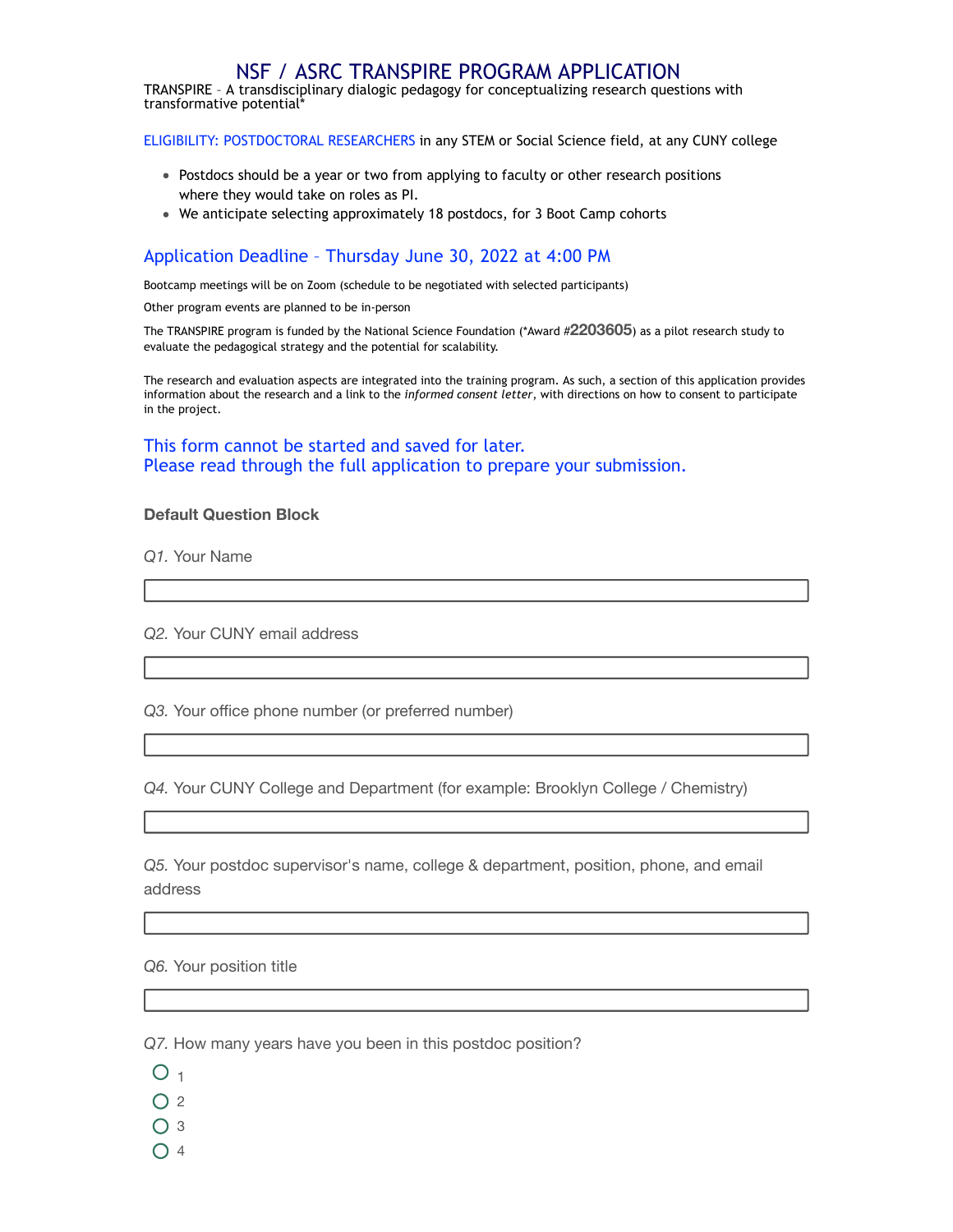# NSF / ASRC TRANSPIRE PROGRAM APPLICATION

TRANSPIRE – A transdisciplinary dialogic pedagogy for conceptualizing research questions with transformative potential*

ELIGIBILITY: POSTDOCTORAL RESEARCHERS in any STEM or Social Science field, at any CUNY college

- Postdocs should be a year or two from applying to faculty or other research positions where they would take on roles as PI.
- We anticipate selecting approximately 18 postdocs, for 3 Boot Camp cohorts

## Application Deadline – Thursday June 30, 2022 at 4:00 PM

Bootcamp meetings will be on Zoom (schedule to be negotiated with selected participants)

Other program events are planned to be in-person

The TRANSPIRE program is funded by the National Science Foundation (*Award #2203605) as a pilot research study to evaluate the pedagogical strategy and the potential for scalability.

The research and evaluation aspects are integrated into the training program. As such, a section of this application provides information about the research and a link to the *informed consent letter*, with directions on how to consent to participate in the project.

## This form cannot be started and saved for later. Please read through the full application to prepare your submission.

### Default Question Block

*Q1.* Your Name

*Q2.* Your CUNY email address

*Q3.* Your office phone number (or preferred number)

*Q4.* Your CUNY College and Department (for example: Brooklyn College / Chemistry)

*Q5.* Your postdoc supervisor's name, college & department, position, phone, and email address

*Q6.* Your position title

*Q7.* How many years have you been in this postdoc position?

- 1
- 2
- 3
- 4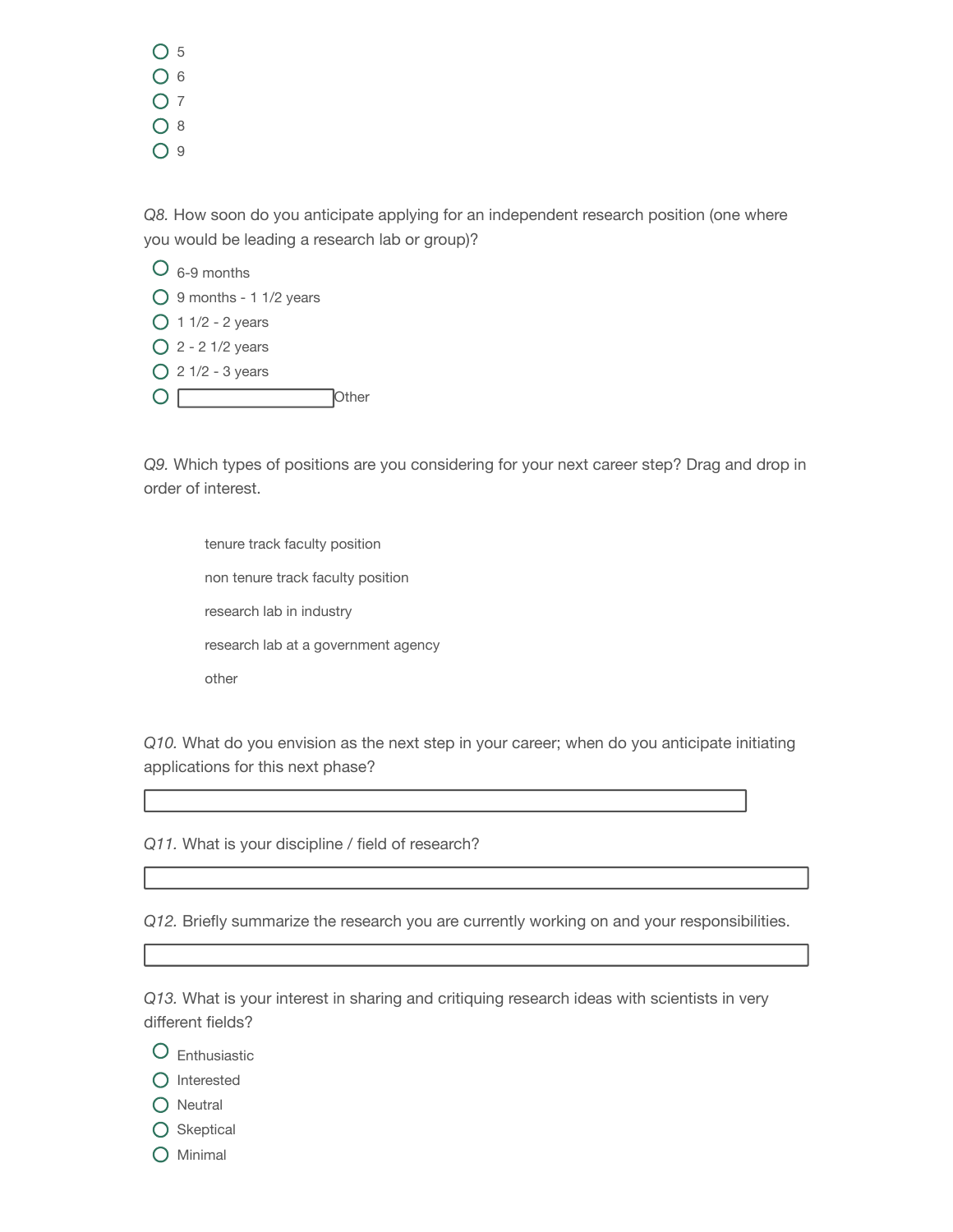- 5
- 6
- 7
- 8
- 9

*Q8.* How soon do you anticipate applying for an independent research position (one where you would be leading a research lab or group)?

- 6-9 months
- 9 months - 1 1/2 years
- 1 1/2 - 2 years
- 2 - 2 1/2 years
- 2 1/2 - 3 years
- ____________ Other

*Q9.* Which types of positions are you considering for your next career step? Drag and drop in order of interest.

- tenure track faculty position
- non tenure track faculty position
- research lab in industry
- research lab at a government agency
- other

*Q10.* What do you envision as the next step in your career; when do you anticipate initiating applications for this next phase?

____________

*Q11.* What is your discipline / field of research?

____________

*Q12.* Briefly summarize the research you are currently working on and your responsibilities.

____________

*Q13.* What is your interest in sharing and critiquing research ideas with scientists in very different fields?

- Enthusiastic
- Interested
- Neutral
- Skeptical
- Minimal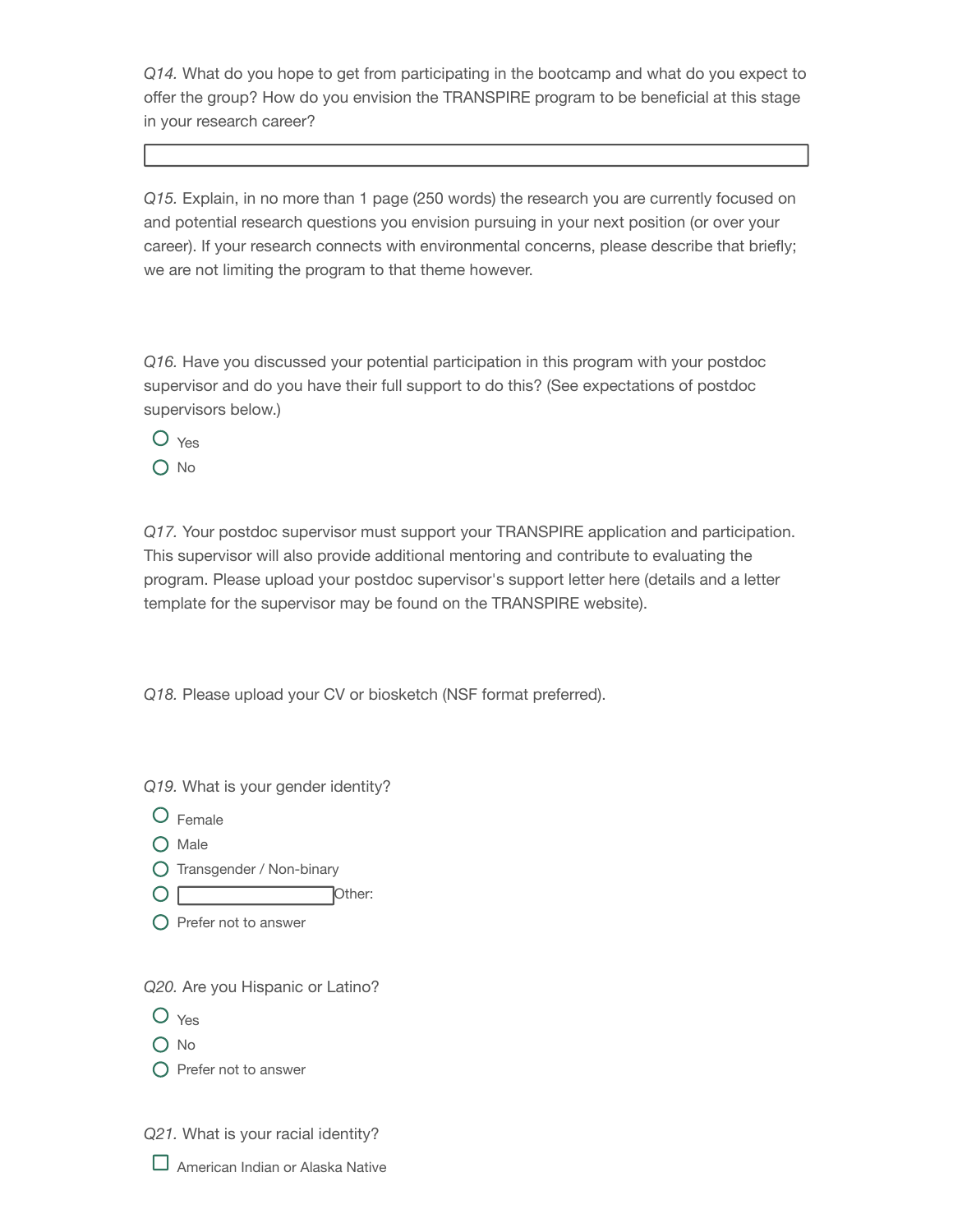*Q14.* What do you hope to get from participating in the bootcamp and what do you expect to offer the group? How do you envision the TRANSPIRE program to be beneficial at this stage in your research career?

*Q15.* Explain, in no more than 1 page (250 words) the research you are currently focused on and potential research questions you envision pursuing in your next position (or over your career). If your research connects with environmental concerns, please describe that briefly; we are not limiting the program to that theme however.

*Q16.* Have you discussed your potential participation in this program with your postdoc supervisor and do you have their full support to do this? (See expectations of postdoc supervisors below.)

- ○ Yes
- ○ No

*Q17.* Your postdoc supervisor must support your TRANSPIRE application and participation. This supervisor will also provide additional mentoring and contribute to evaluating the program. Please upload your postdoc supervisor's support letter here (details and a letter template for the supervisor may be found on the TRANSPIRE website).

*Q18.* Please upload your CV or biosketch (NSF format preferred).

*Q19.* What is your gender identity?

- ○ Female
- ○ Male
- ○ Transgender / Non-binary
- ○ Other: ______
- ○ Prefer not to answer

*Q20.* Are you Hispanic or Latino?

- ○ Yes
- ○ No
- ○ Prefer not to answer

*Q21.* What is your racial identity?

- ☐ American Indian or Alaska Native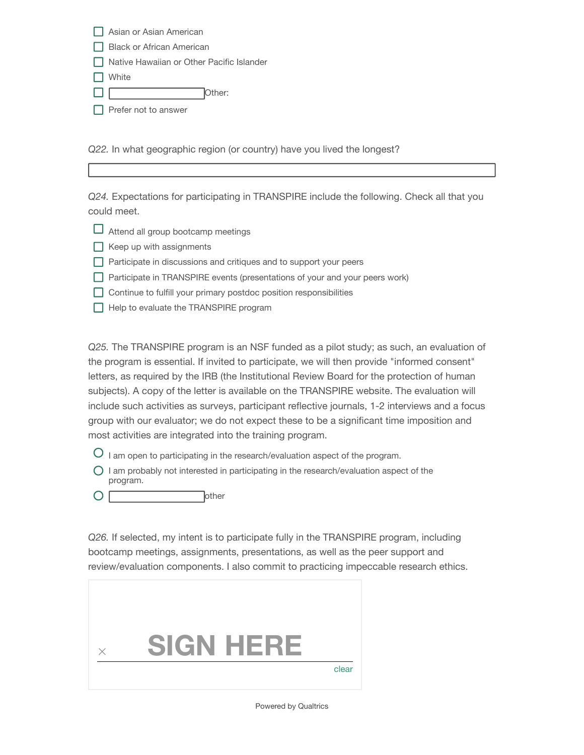- [ ] Asian or Asian American
- [ ] Black or African American
- [ ] Native Hawaiian or Other Pacific Islander
- [ ] White
- [ ] \_\_\_\_\_\_\_\_\_\_ Other:
- [ ] Prefer not to answer

*Q22.* In what geographic region (or country) have you lived the longest?

\_\_\_\_\_\_\_\_\_\_\_\_\_\_\_\_\_\_\_\_\_\_\_\_\_\_\_\_\_\_

*Q24.* Expectations for participating in TRANSPIRE include the following. Check all that you could meet.

- [ ] Attend all group bootcamp meetings
- [ ] Keep up with assignments
- [ ] Participate in discussions and critiques and to support your peers
- [ ] Participate in TRANSPIRE events (presentations of your and your peers work)
- [ ] Continue to fulfill your primary postdoc position responsibilities
- [ ] Help to evaluate the TRANSPIRE program

*Q25.* The TRANSPIRE program is an NSF funded as a pilot study; as such, an evaluation of the program is essential. If invited to participate, we will then provide "informed consent" letters, as required by the IRB (the Institutional Review Board for the protection of human subjects). A copy of the letter is available on the TRANSPIRE website. The evaluation will include such activities as surveys, participant reflective journals, 1-2 interviews and a focus group with our evaluator; we do not expect these to be a significant time imposition and most activities are integrated into the training program.

- ○ I am open to participating in the research/evaluation aspect of the program.
- ○ I am probably not interested in participating in the research/evaluation aspect of the program.
- ○ \_\_\_\_\_\_\_\_\_\_ other

*Q26.* If selected, my intent is to participate fully in the TRANSPIRE program, including bootcamp meetings, assignments, presentations, as well as the peer support and review/evaluation components. I also commit to practicing impeccable research ethics.

× **SIGN HERE**

clear

Powered by Qualtrics